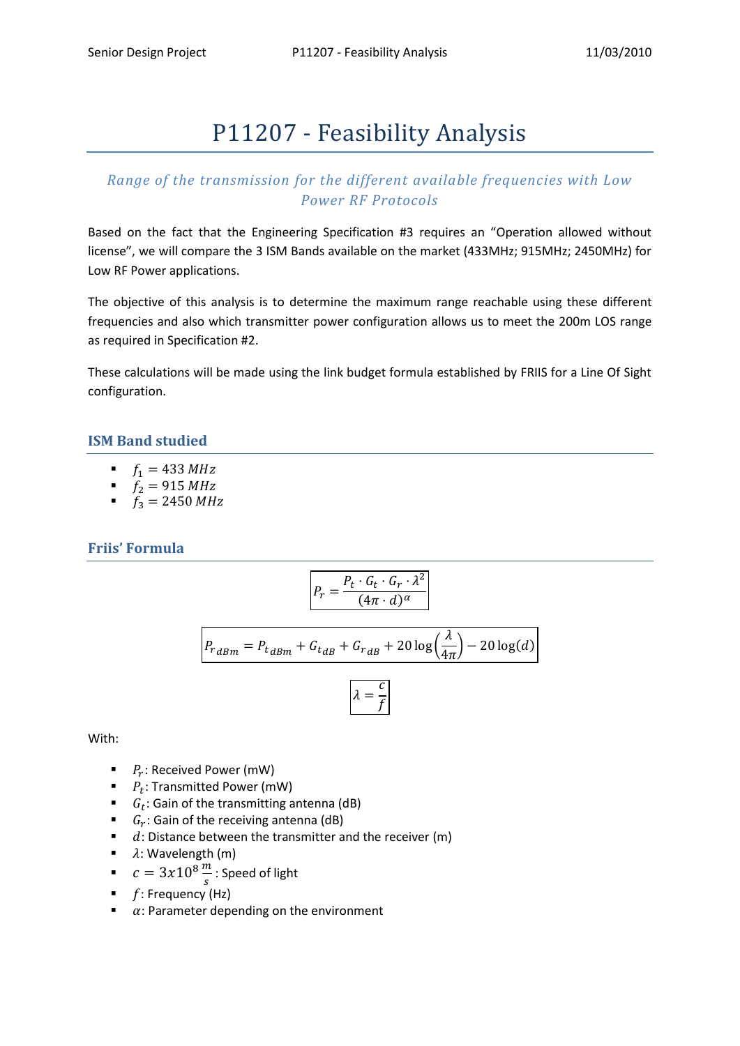# P11207 - Feasibility Analysis

## *Range of the transmission for the different available frequencies with Low Power RF Protocols*

Based on the fact that the Engineering Specification #3 requires an "Operation allowed without license", we will compare the 3 ISM Bands available on the market (433MHz; 915MHz; 2450MHz) for Low RF Power applications.

The objective of this analysis is to determine the maximum range reachable using these different frequencies and also which transmitter power configuration allows us to meet the 200m LOS range as required in Specification #2.

These calculations will be made using the link budget formula established by FRIIS for a Line Of Sight configuration.

### ISM Band studied

- $f_1 = 433\ MHz$
- $f_2 = 915\ MHz$
- $f_3 = 2450\ MHz$

### Friis' Formula

$$P_r = \frac{P_t \cdot G_t \cdot G_r \cdot \lambda^2}{(4\pi \cdot d)^\alpha}$$

$$P_{r_{dBm}} = P_{t_{dBm}} + G_{t_{dB}} + G_{r_{dB}} + 20\log\left(\frac{\lambda}{4\pi}\right) - 20\log(d)$$

$$\lambda = \frac{c}{f}$$

With:

- $P_r$: Received Power (mW)
- $P_t$: Transmitted Power (mW)
- $G_t$: Gain of the transmitting antenna (dB)
- $G_r$: Gain of the receiving antenna (dB)
- $d$: Distance between the transmitter and the receiver (m)
- $\lambda$: Wavelength (m)
- $c = 3x10^8\ \frac{m}{s}$: Speed of light
- $f$: Frequency (Hz)
- $\alpha$: Parameter depending on the environment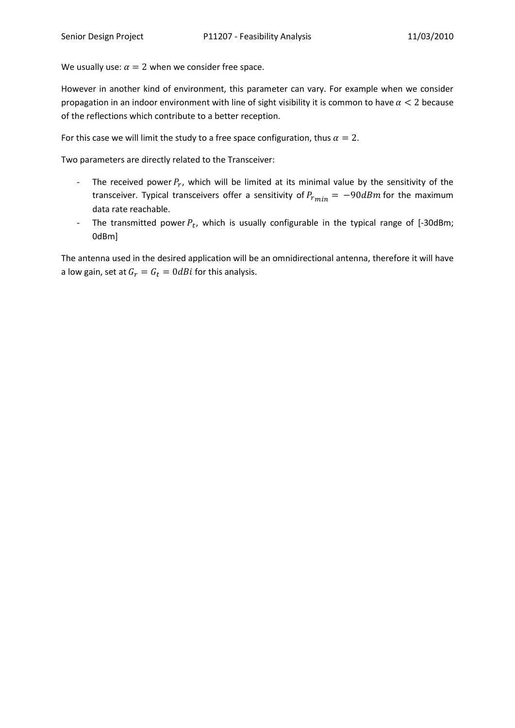We usually use: $\alpha = 2$ when we consider free space.

However in another kind of environment, this parameter can vary. For example when we consider propagation in an indoor environment with line of sight visibility it is common to have $\alpha < 2$ because of the reflections which contribute to a better reception.

For this case we will limit the study to a free space configuration, thus $\alpha = 2$.

Two parameters are directly related to the Transceiver:

- The received power $P_r$, which will be limited at its minimal value by the sensitivity of the transceiver. Typical transceivers offer a sensitivity of $P_{r_{min}} = -90dBm$ for the maximum data rate reachable.
- The transmitted power $P_t$, which is usually configurable in the typical range of [-30dBm; 0dBm]

The antenna used in the desired application will be an omnidirectional antenna, therefore it will have a low gain, set at $G_r = G_t = 0dBi$ for this analysis.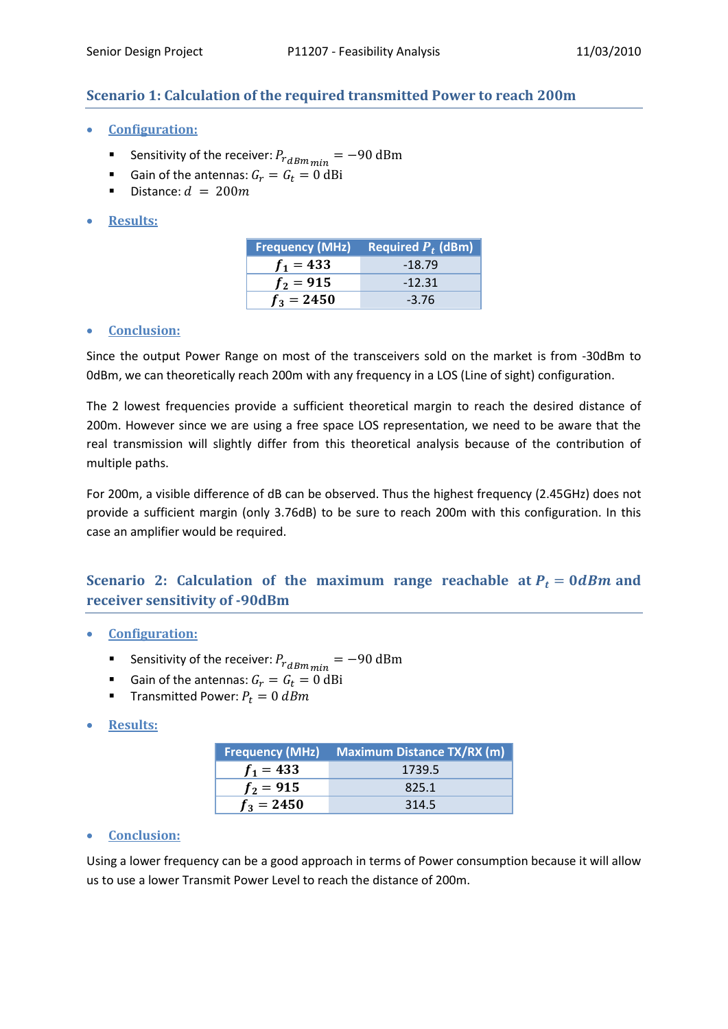## Scenario 1: Calculation of the required transmitted Power to reach 200m

- **Configuration:**
  - Sensitivity of the receiver: $P_{r_{dBm_{min}}} = -90 \text{ dBm}$
  - Gain of the antennas: $G_r = G_t = 0 \text{ dBi}$
  - Distance: $d = 200m$

- **Results:**

| Frequency (MHz) | Required $P_t$ (dBm) |
| --- | --- |
| $f_1 = 433$ | -18.79 |
| $f_2 = 915$ | -12.31 |
| $f_3 = 2450$ | -3.76 |

- **Conclusion:**

Since the output Power Range on most of the transceivers sold on the market is from -30dBm to 0dBm, we can theoretically reach 200m with any frequency in a LOS (Line of sight) configuration.

The 2 lowest frequencies provide a sufficient theoretical margin to reach the desired distance of 200m. However since we are using a free space LOS representation, we need to be aware that the real transmission will slightly differ from this theoretical analysis because of the contribution of multiple paths.

For 200m, a visible difference of dB can be observed. Thus the highest frequency (2.45GHz) does not provide a sufficient margin (only 3.76dB) to be sure to reach 200m with this configuration. In this case an amplifier would be required.

## Scenario 2: Calculation of the maximum range reachable at $P_t = 0dBm$ and receiver sensitivity of -90dBm

- **Configuration:**
  - Sensitivity of the receiver: $P_{r_{dBm_{min}}} = -90 \text{ dBm}$
  - Gain of the antennas: $G_r = G_t = 0 \text{ dBi}$
  - Transmitted Power: $P_t = 0 \; dBm$

- **Results:**

| Frequency (MHz) | Maximum Distance TX/RX (m) |
| --- | --- |
| $f_1 = 433$ | 1739.5 |
| $f_2 = 915$ | 825.1 |
| $f_3 = 2450$ | 314.5 |

- **Conclusion:**

Using a lower frequency can be a good approach in terms of Power consumption because it will allow us to use a lower Transmit Power Level to reach the distance of 200m.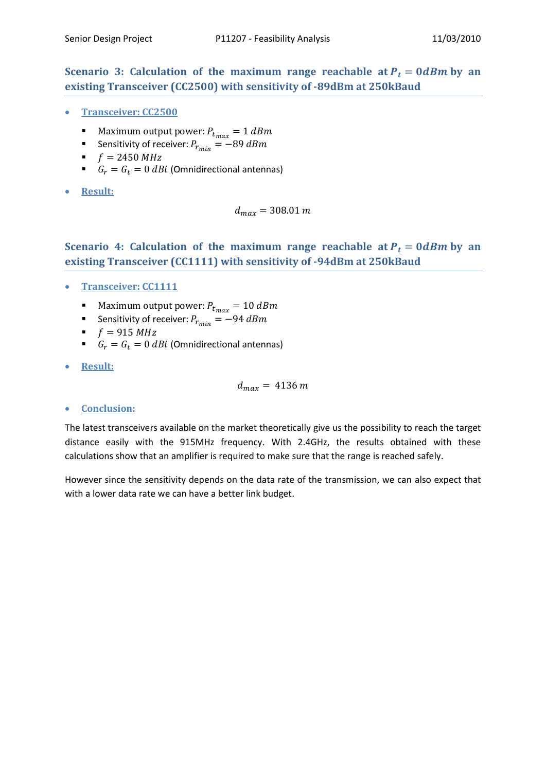### Scenario 3: Calculation of the maximum range reachable at $P_t = 0dBm$ by an existing Transceiver (CC2500) with sensitivity of -89dBm at 250kBaud

- **Transceiver: CC2500**
  - Maximum output power: $P_{t_{max}} = 1\ dBm$
  - Sensitivity of receiver: $P_{r_{min}} = -89\ dBm$
  - $f = 2450\ MHz$
  - $G_r = G_t = 0\ dBi$ (Omnidirectional antennas)

- **Result:**

$$d_{max} = 308.01\ m$$

### Scenario 4: Calculation of the maximum range reachable at $P_t = 0dBm$ by an existing Transceiver (CC1111) with sensitivity of -94dBm at 250kBaud

- **Transceiver: CC1111**
  - Maximum output power: $P_{t_{max}} = 10\ dBm$
  - Sensitivity of receiver: $P_{r_{min}} = -94\ dBm$
  - $f = 915\ MHz$
  - $G_r = G_t = 0\ dBi$ (Omnidirectional antennas)

- **Result:**

$$d_{max} = 4136\ m$$

- **Conclusion:**

The latest transceivers available on the market theoretically give us the possibility to reach the target distance easily with the 915MHz frequency. With 2.4GHz, the results obtained with these calculations show that an amplifier is required to make sure that the range is reached safely.

However since the sensitivity depends on the data rate of the transmission, we can also expect that with a lower data rate we can have a better link budget.